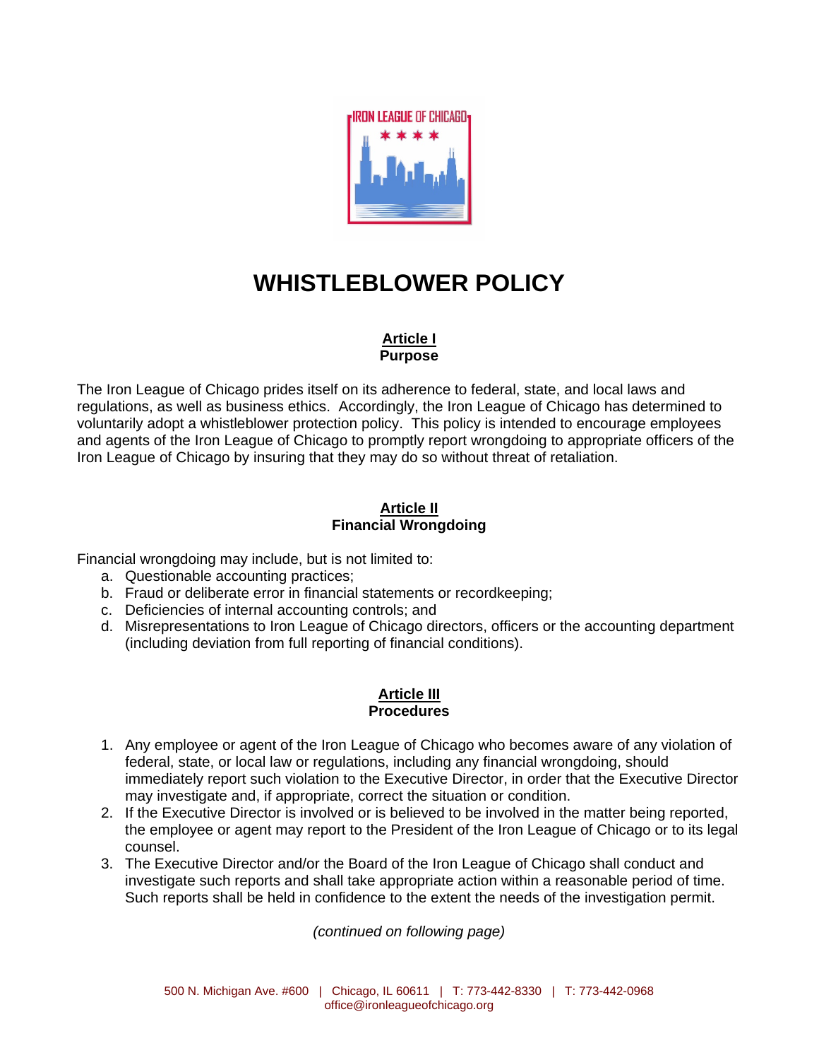# WHISTLEBLOWER POLICY

## Article I
### Purpose

The Iron League of Chicago prides itself on its adherence to federal, state, and local laws and regulations, as well as business ethics. Accordingly, the Iron League of Chicago has determined to voluntarily adopt a whistleblower protection policy. This policy is intended to encourage employees and agents of the Iron League of Chicago to promptly report wrongdoing to appropriate officers of the Iron League of Chicago by insuring that they may do so without threat of retaliation.

## Article II
### Financial Wrongdoing

Financial wrongdoing may include, but is not limited to:

a. Questionable accounting practices;
b. Fraud or deliberate error in financial statements or recordkeeping;
c. Deficiencies of internal accounting controls; and
d. Misrepresentations to Iron League of Chicago directors, officers or the accounting department (including deviation from full reporting of financial conditions).

## Article III
### Procedures

1. Any employee or agent of the Iron League of Chicago who becomes aware of any violation of federal, state, or local law or regulations, including any financial wrongdoing, should immediately report such violation to the Executive Director, in order that the Executive Director may investigate and, if appropriate, correct the situation or condition.
2. If the Executive Director is involved or is believed to be involved in the matter being reported, the employee or agent may report to the President of the Iron League of Chicago or to its legal counsel.
3. The Executive Director and/or the Board of the Iron League of Chicago shall conduct and investigate such reports and shall take appropriate action within a reasonable period of time. Such reports shall be held in confidence to the extent the needs of the investigation permit.

*(continued on following page)*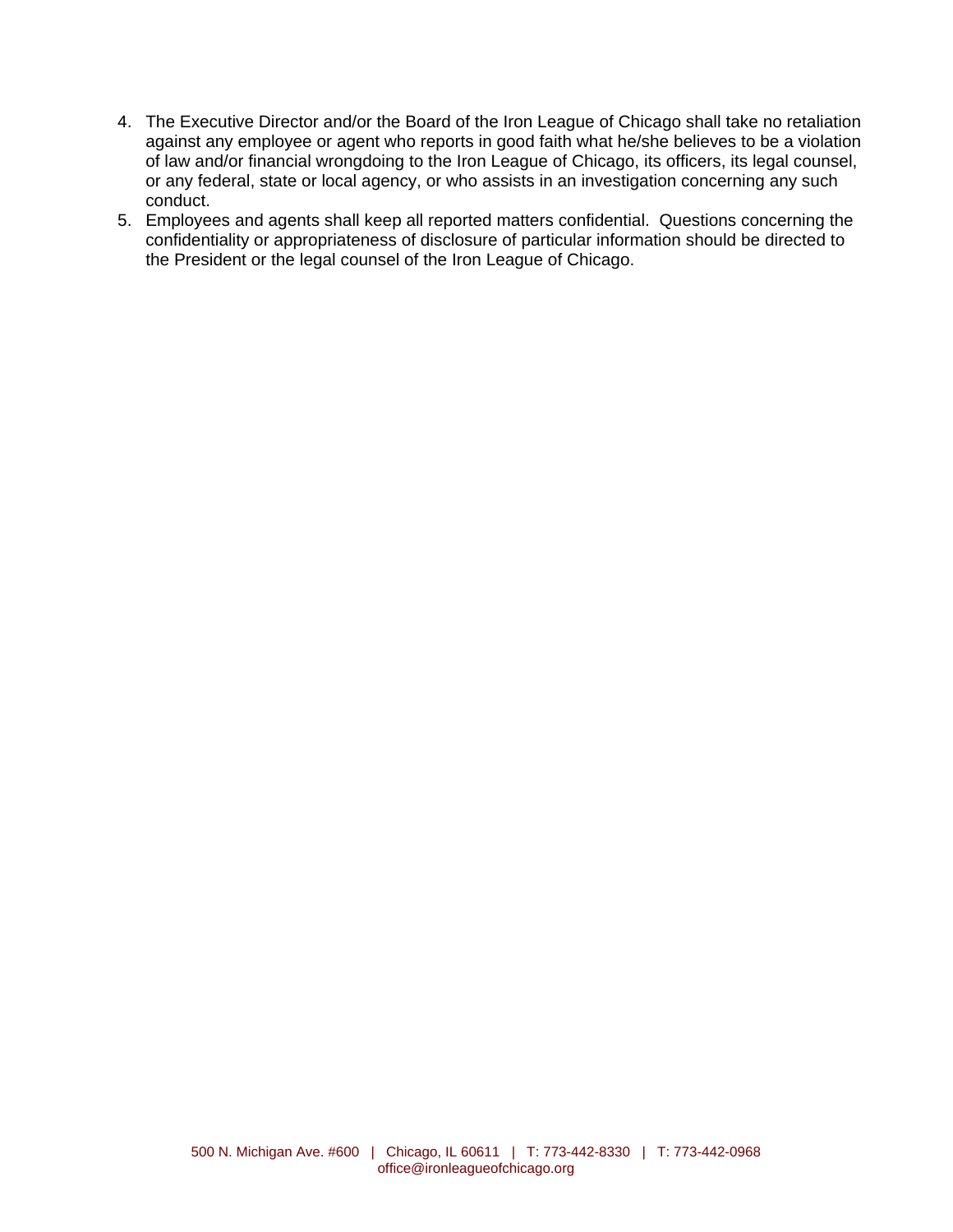4. The Executive Director and/or the Board of the Iron League of Chicago shall take no retaliation against any employee or agent who reports in good faith what he/she believes to be a violation of law and/or financial wrongdoing to the Iron League of Chicago, its officers, its legal counsel, or any federal, state or local agency, or who assists in an investigation concerning any such conduct.
5. Employees and agents shall keep all reported matters confidential. Questions concerning the confidentiality or appropriateness of disclosure of particular information should be directed to the President or the legal counsel of the Iron League of Chicago.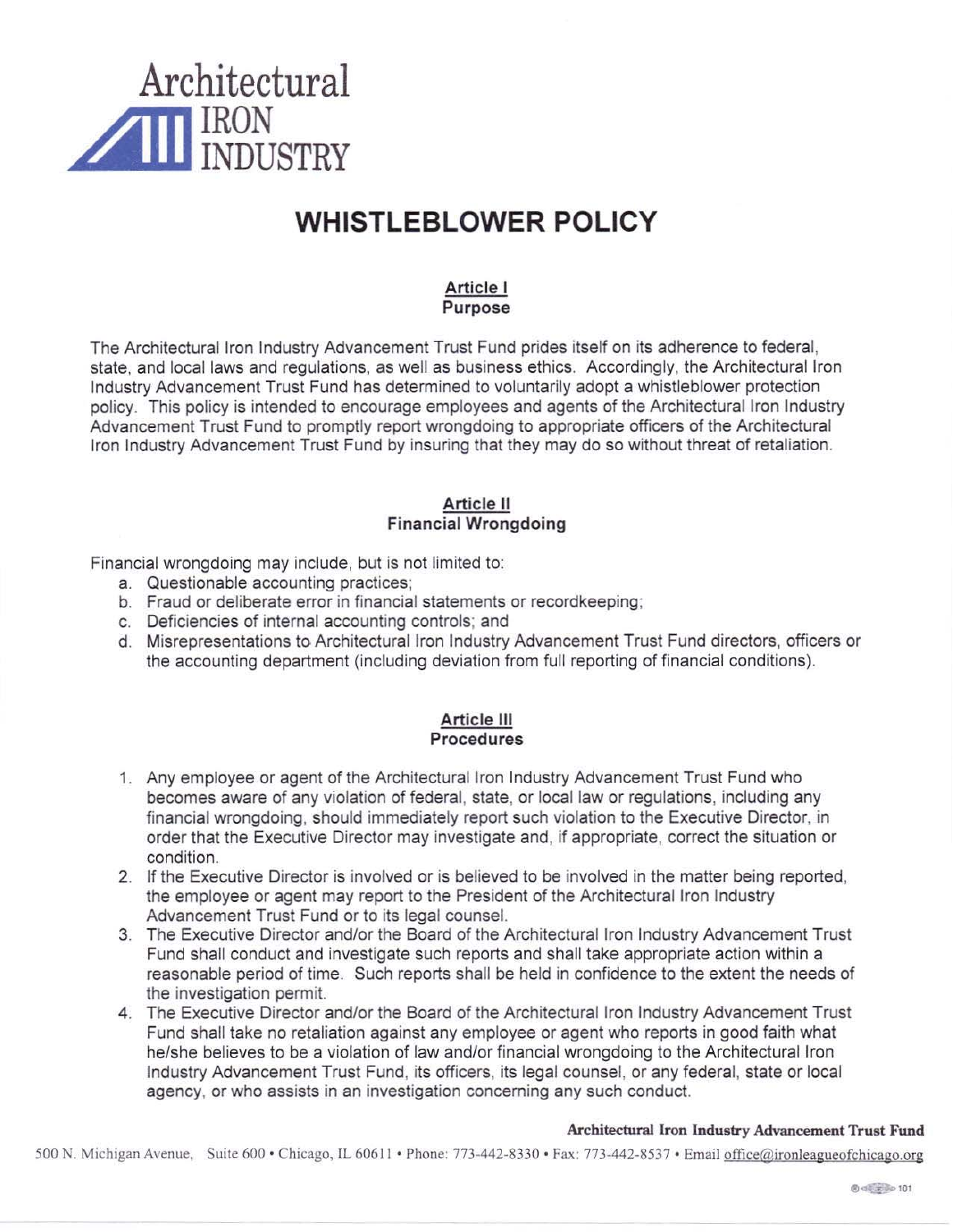Architectural IRON INDUSTRY

# WHISTLEBLOWER POLICY

## Article I
## Purpose

The Architectural Iron Industry Advancement Trust Fund prides itself on its adherence to federal, state, and local laws and regulations, as well as business ethics. Accordingly, the Architectural Iron Industry Advancement Trust Fund has determined to voluntarily adopt a whistleblower protection policy. This policy is intended to encourage employees and agents of the Architectural Iron Industry Advancement Trust Fund to promptly report wrongdoing to appropriate officers of the Architectural Iron Industry Advancement Trust Fund by insuring that they may do so without threat of retaliation.

## Article II
## Financial Wrongdoing

Financial wrongdoing may include, but is not limited to:

a. Questionable accounting practices;
b. Fraud or deliberate error in financial statements or recordkeeping;
c. Deficiencies of internal accounting controls; and
d. Misrepresentations to Architectural Iron Industry Advancement Trust Fund directors, officers or the accounting department (including deviation from full reporting of financial conditions).

## Article III
## Procedures

1. Any employee or agent of the Architectural Iron Industry Advancement Trust Fund who becomes aware of any violation of federal, state, or local law or regulations, including any financial wrongdoing, should immediately report such violation to the Executive Director, in order that the Executive Director may investigate and, if appropriate, correct the situation or condition.
2. If the Executive Director is involved or is believed to be involved in the matter being reported, the employee or agent may report to the President of the Architectural Iron Industry Advancement Trust Fund or to its legal counsel.
3. The Executive Director and/or the Board of the Architectural Iron Industry Advancement Trust Fund shall conduct and investigate such reports and shall take appropriate action within a reasonable period of time. Such reports shall be held in confidence to the extent the needs of the investigation permit.
4. The Executive Director and/or the Board of the Architectural Iron Industry Advancement Trust Fund shall take no retaliation against any employee or agent who reports in good faith what he/she believes to be a violation of law and/or financial wrongdoing to the Architectural Iron Industry Advancement Trust Fund, its officers, its legal counsel, or any federal, state or local agency, or who assists in an investigation concerning any such conduct.

**Architectural Iron Industry Advancement Trust Fund**

500 N. Michigan Avenue, Suite 600 • Chicago, IL 60611 • Phone: 773-442-8330 • Fax: 773-442-8537 • Email office@ironleagueofchicago.org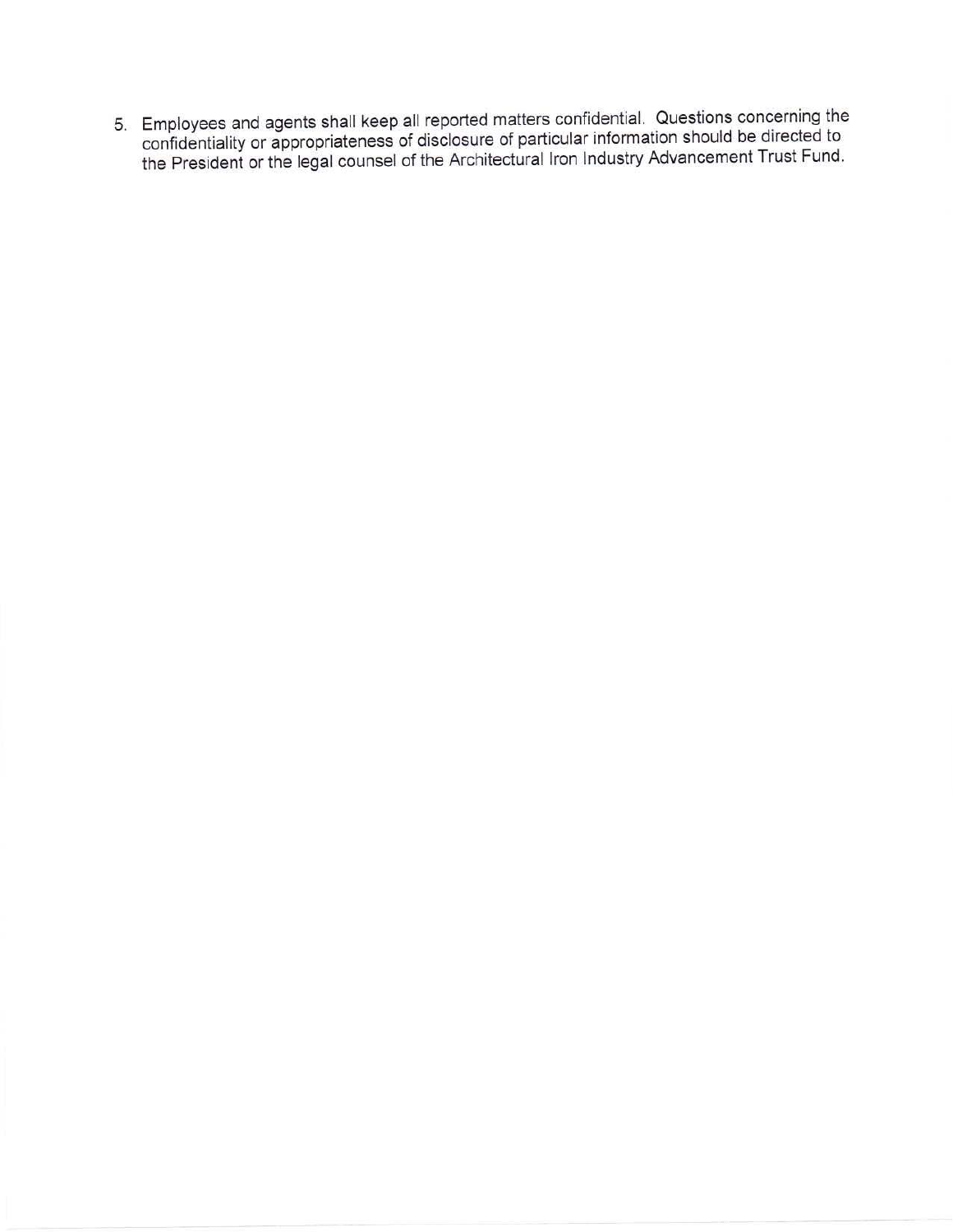5. Employees and agents shall keep all reported matters confidential. Questions concerning the confidentiality or appropriateness of disclosure of particular information should be directed to the President or the legal counsel of the Architectural Iron Industry Advancement Trust Fund.